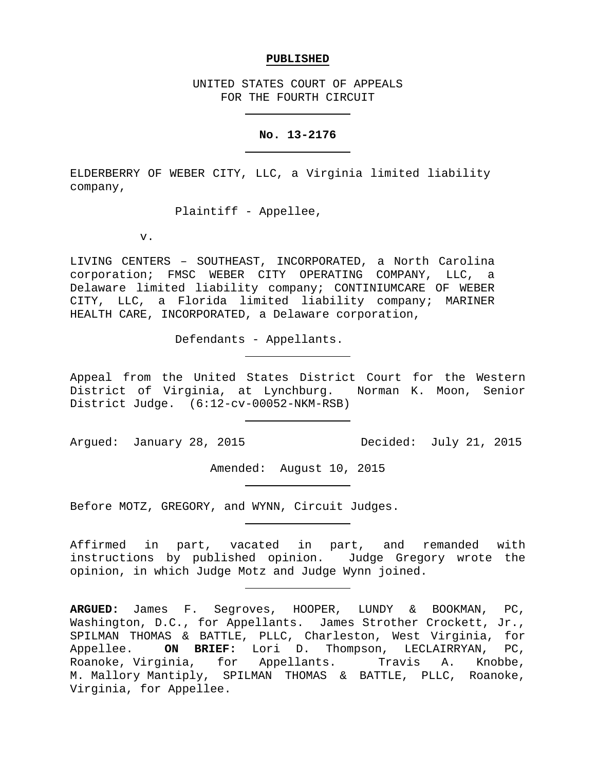**PUBLISHED**

UNITED STATES COURT OF APPEALS
FOR THE FOURTH CIRCUIT

---

**No. 13-2176**

---

ELDERBERRY OF WEBER CITY, LLC, a Virginia limited liability company,

Plaintiff - Appellee,

v.

LIVING CENTERS – SOUTHEAST, INCORPORATED, a North Carolina corporation; FMSC WEBER CITY OPERATING COMPANY, LLC, a Delaware limited liability company; CONTINIUMCARE OF WEBER CITY, LLC, a Florida limited liability company; MARINER HEALTH CARE, INCORPORATED, a Delaware corporation,

Defendants - Appellants.

---

Appeal from the United States District Court for the Western District of Virginia, at Lynchburg. Norman K. Moon, Senior District Judge. (6:12-cv-00052-NKM-RSB)

---

Argued: January 28, 2015 Decided: July 21, 2015

Amended: August 10, 2015

---

Before MOTZ, GREGORY, and WYNN, Circuit Judges.

---

Affirmed in part, vacated in part, and remanded with instructions by published opinion. Judge Gregory wrote the opinion, in which Judge Motz and Judge Wynn joined.

---

**ARGUED:** James F. Segroves, HOOPER, LUNDY & BOOKMAN, PC, Washington, D.C., for Appellants. James Strother Crockett, Jr., SPILMAN THOMAS & BATTLE, PLLC, Charleston, West Virginia, for Appellee. **ON BRIEF:** Lori D. Thompson, LECLAIRRYAN, PC, Roanoke, Virginia, for Appellants. Travis A. Knobbe, M. Mallory Mantiply, SPILMAN THOMAS & BATTLE, PLLC, Roanoke, Virginia, for Appellee.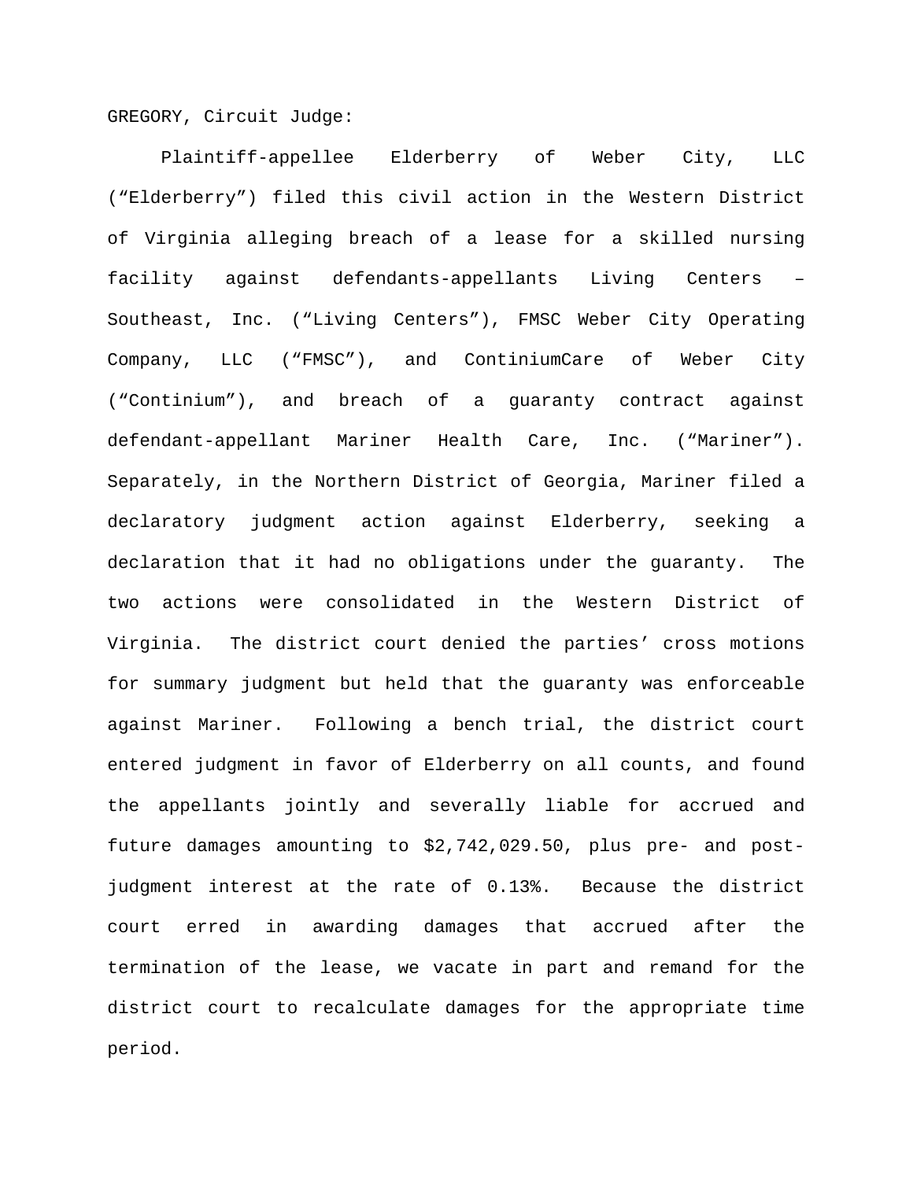GREGORY, Circuit Judge:

Plaintiff-appellee Elderberry of Weber City, LLC ("Elderberry") filed this civil action in the Western District of Virginia alleging breach of a lease for a skilled nursing facility against defendants-appellants Living Centers – Southeast, Inc. ("Living Centers"), FMSC Weber City Operating Company, LLC ("FMSC"), and ContiniumCare of Weber City ("Continium"), and breach of a guaranty contract against defendant-appellant Mariner Health Care, Inc. ("Mariner"). Separately, in the Northern District of Georgia, Mariner filed a declaratory judgment action against Elderberry, seeking a declaration that it had no obligations under the guaranty. The two actions were consolidated in the Western District of Virginia. The district court denied the parties' cross motions for summary judgment but held that the guaranty was enforceable against Mariner. Following a bench trial, the district court entered judgment in favor of Elderberry on all counts, and found the appellants jointly and severally liable for accrued and future damages amounting to $2,742,029.50, plus pre- and post-judgment interest at the rate of 0.13%. Because the district court erred in awarding damages that accrued after the termination of the lease, we vacate in part and remand for the district court to recalculate damages for the appropriate time period.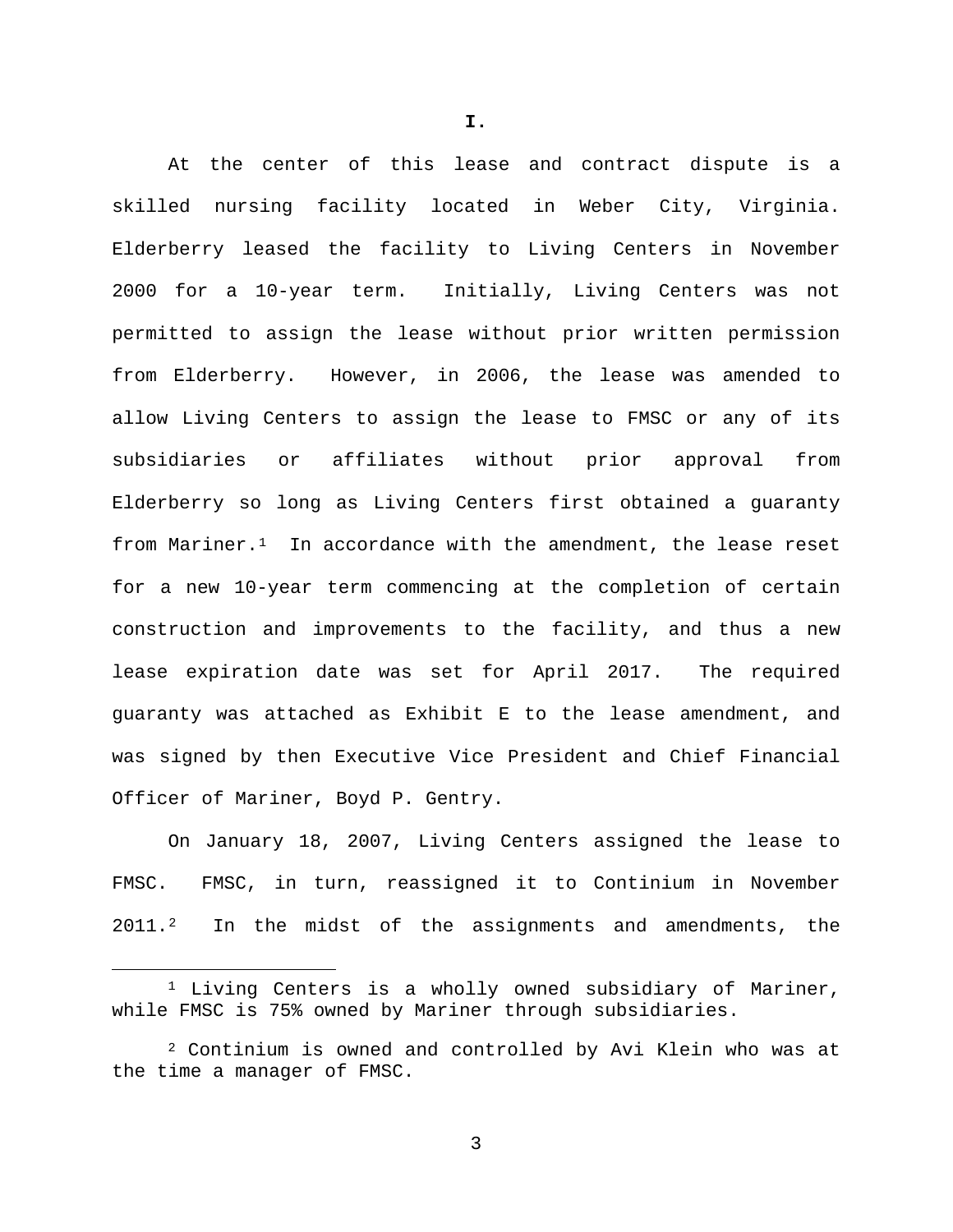**I.**

At the center of this lease and contract dispute is a skilled nursing facility located in Weber City, Virginia. Elderberry leased the facility to Living Centers in November 2000 for a 10-year term. Initially, Living Centers was not permitted to assign the lease without prior written permission from Elderberry. However, in 2006, the lease was amended to allow Living Centers to assign the lease to FMSC or any of its subsidiaries or affiliates without prior approval from Elderberry so long as Living Centers first obtained a guaranty from Mariner.[1] In accordance with the amendment, the lease reset for a new 10-year term commencing at the completion of certain construction and improvements to the facility, and thus a new lease expiration date was set for April 2017. The required guaranty was attached as Exhibit E to the lease amendment, and was signed by then Executive Vice President and Chief Financial Officer of Mariner, Boyd P. Gentry.

On January 18, 2007, Living Centers assigned the lease to FMSC. FMSC, in turn, reassigned it to Continium in November 2011.[2] In the midst of the assignments and amendments, the

---

[1] Living Centers is a wholly owned subsidiary of Mariner, while FMSC is 75% owned by Mariner through subsidiaries.

[2] Continium is owned and controlled by Avi Klein who was at the time a manager of FMSC.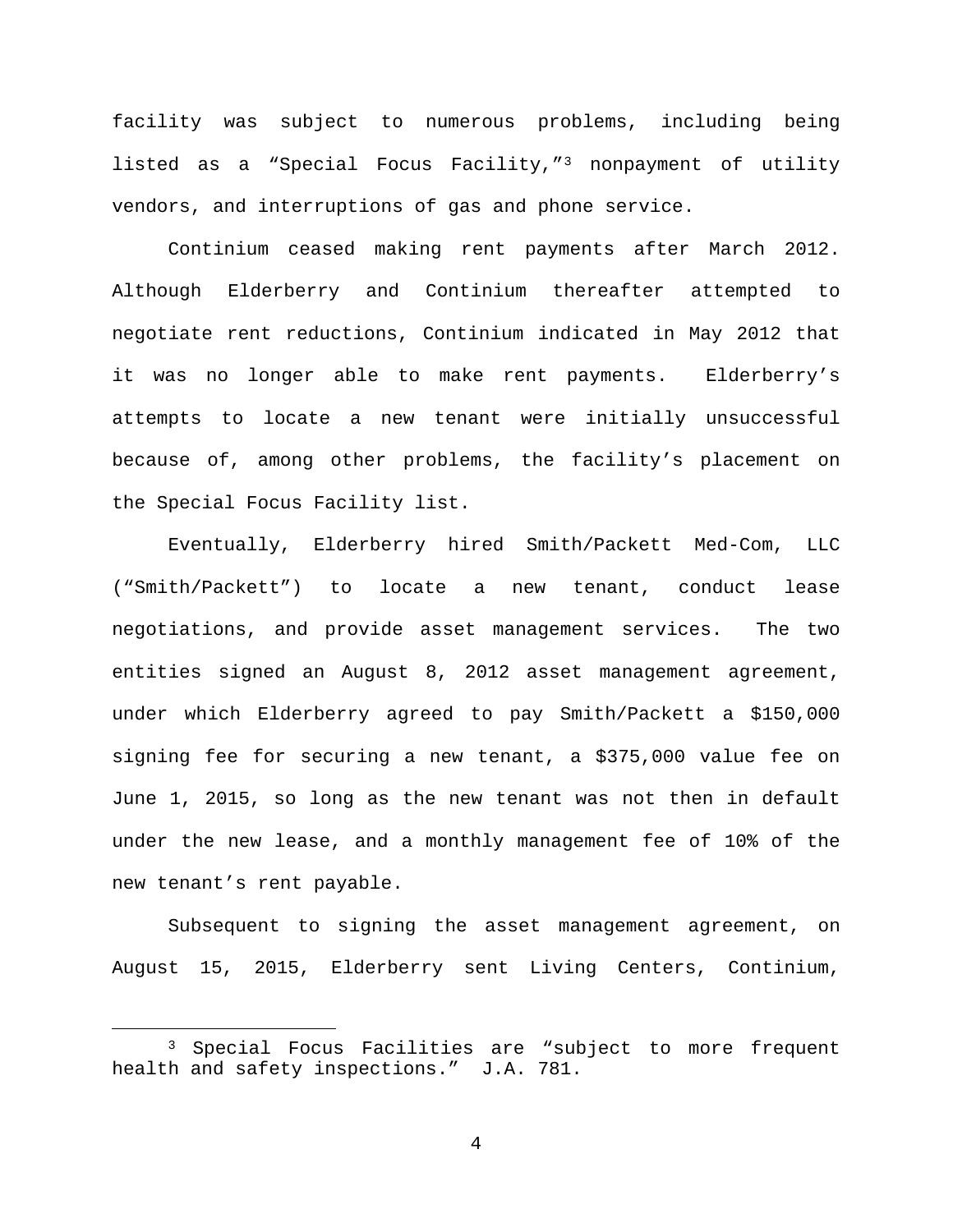facility was subject to numerous problems, including being listed as a "Special Focus Facility,"[3] nonpayment of utility vendors, and interruptions of gas and phone service.

Continium ceased making rent payments after March 2012. Although Elderberry and Continium thereafter attempted to negotiate rent reductions, Continium indicated in May 2012 that it was no longer able to make rent payments. Elderberry's attempts to locate a new tenant were initially unsuccessful because of, among other problems, the facility's placement on the Special Focus Facility list.

Eventually, Elderberry hired Smith/Packett Med-Com, LLC ("Smith/Packett") to locate a new tenant, conduct lease negotiations, and provide asset management services. The two entities signed an August 8, 2012 asset management agreement, under which Elderberry agreed to pay Smith/Packett a $150,000 signing fee for securing a new tenant, a $375,000 value fee on June 1, 2015, so long as the new tenant was not then in default under the new lease, and a monthly management fee of 10% of the new tenant's rent payable.

Subsequent to signing the asset management agreement, on August 15, 2015, Elderberry sent Living Centers, Continium,

---

[3] Special Focus Facilities are "subject to more frequent health and safety inspections." J.A. 781.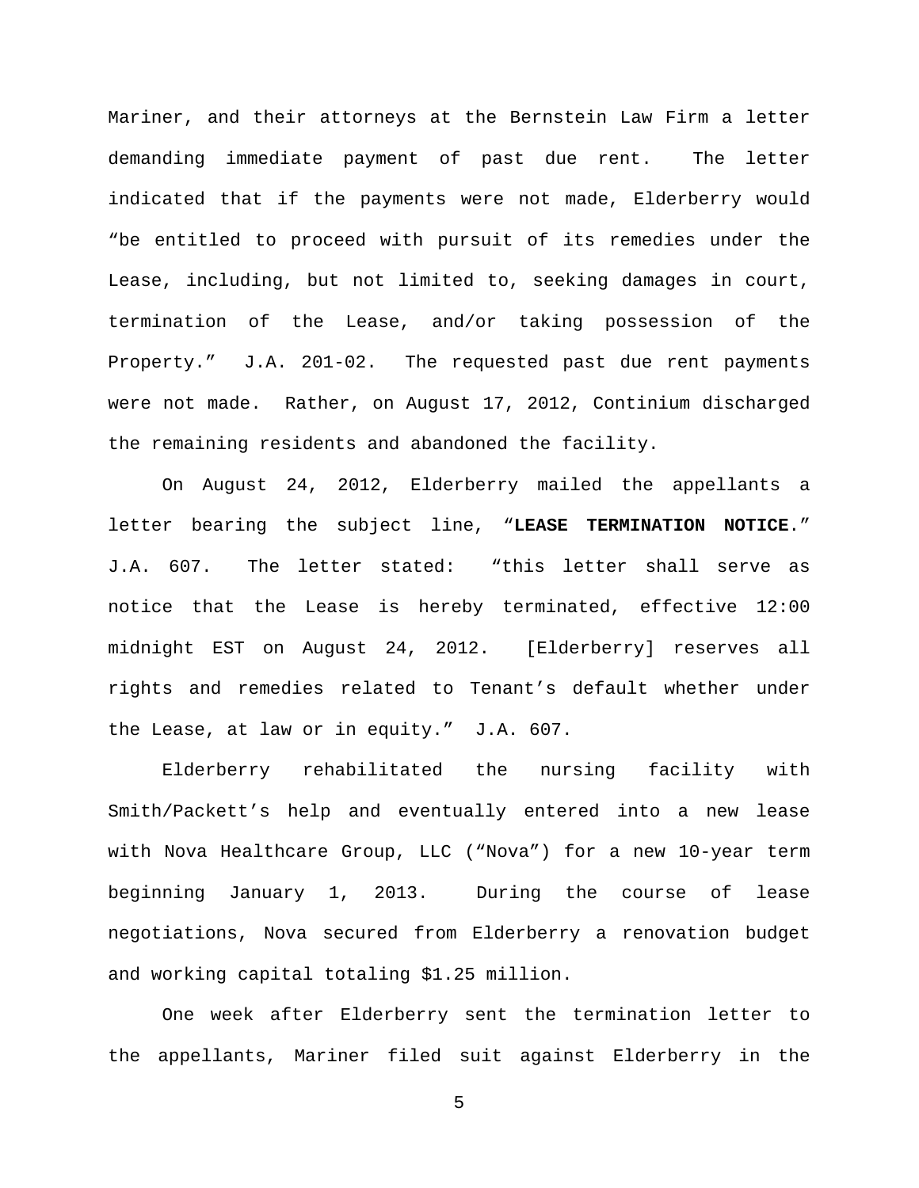Mariner, and their attorneys at the Bernstein Law Firm a letter demanding immediate payment of past due rent. The letter indicated that if the payments were not made, Elderberry would "be entitled to proceed with pursuit of its remedies under the Lease, including, but not limited to, seeking damages in court, termination of the Lease, and/or taking possession of the Property." J.A. 201-02. The requested past due rent payments were not made. Rather, on August 17, 2012, Continium discharged the remaining residents and abandoned the facility.

On August 24, 2012, Elderberry mailed the appellants a letter bearing the subject line, "**LEASE TERMINATION NOTICE**." J.A. 607. The letter stated: "this letter shall serve as notice that the Lease is hereby terminated, effective 12:00 midnight EST on August 24, 2012. [Elderberry] reserves all rights and remedies related to Tenant's default whether under the Lease, at law or in equity." J.A. 607.

Elderberry rehabilitated the nursing facility with Smith/Packett's help and eventually entered into a new lease with Nova Healthcare Group, LLC ("Nova") for a new 10-year term beginning January 1, 2013. During the course of lease negotiations, Nova secured from Elderberry a renovation budget and working capital totaling $1.25 million.

One week after Elderberry sent the termination letter to the appellants, Mariner filed suit against Elderberry in the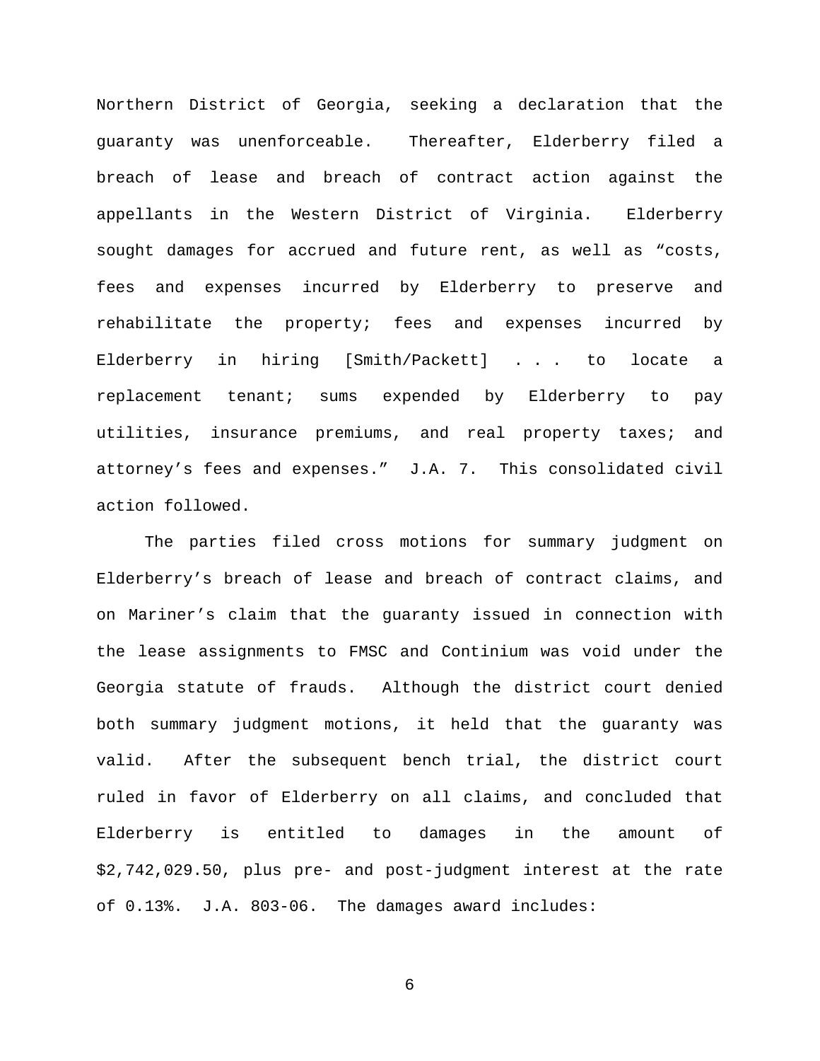Northern District of Georgia, seeking a declaration that the guaranty was unenforceable. Thereafter, Elderberry filed a breach of lease and breach of contract action against the appellants in the Western District of Virginia. Elderberry sought damages for accrued and future rent, as well as "costs, fees and expenses incurred by Elderberry to preserve and rehabilitate the property; fees and expenses incurred by Elderberry in hiring [Smith/Packett] . . . to locate a replacement tenant; sums expended by Elderberry to pay utilities, insurance premiums, and real property taxes; and attorney's fees and expenses." J.A. 7. This consolidated civil action followed.

The parties filed cross motions for summary judgment on Elderberry's breach of lease and breach of contract claims, and on Mariner's claim that the guaranty issued in connection with the lease assignments to FMSC and Continium was void under the Georgia statute of frauds. Although the district court denied both summary judgment motions, it held that the guaranty was valid. After the subsequent bench trial, the district court ruled in favor of Elderberry on all claims, and concluded that Elderberry is entitled to damages in the amount of $2,742,029.50, plus pre- and post-judgment interest at the rate of 0.13%. J.A. 803-06. The damages award includes: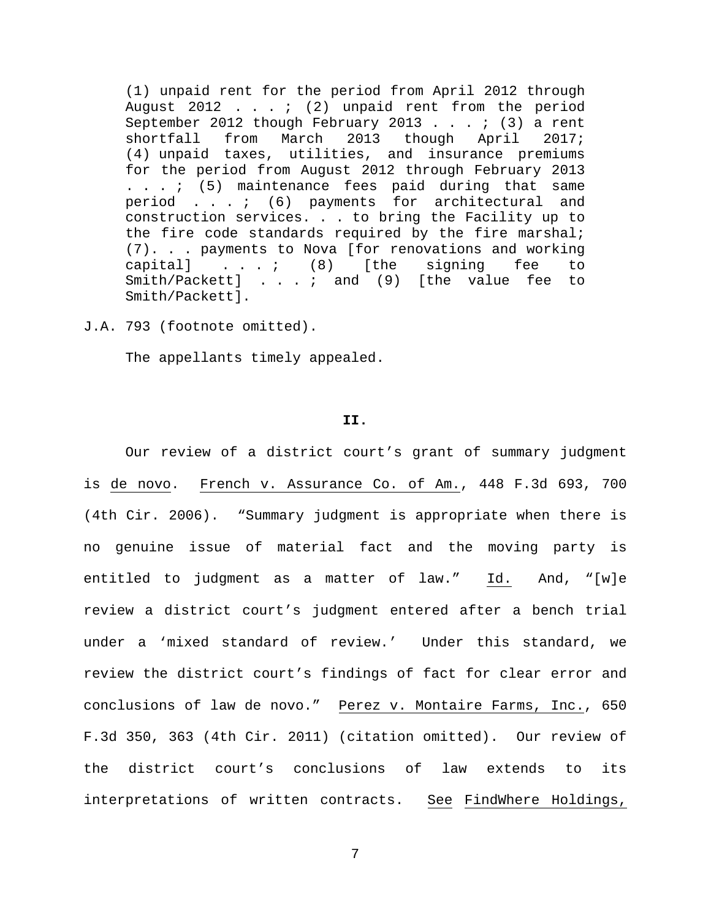> (1) unpaid rent for the period from April 2012 through August 2012 . . . ; (2) unpaid rent from the period September 2012 though February 2013 . . . ; (3) a rent shortfall from March 2013 though April 2017; (4) unpaid taxes, utilities, and insurance premiums for the period from August 2012 through February 2013 . . . ; (5) maintenance fees paid during that same period . . . ; (6) payments for architectural and construction services. . . to bring the Facility up to the fire code standards required by the fire marshal; (7). . . payments to Nova [for renovations and working capital] . . . ; (8) [the signing fee to Smith/Packett] . . . ; and (9) [the value fee to Smith/Packett].

J.A. 793 (footnote omitted).

The appellants timely appealed.

## II.

Our review of a district court's grant of summary judgment is de novo. French v. Assurance Co. of Am., 448 F.3d 693, 700 (4th Cir. 2006). "Summary judgment is appropriate when there is no genuine issue of material fact and the moving party is entitled to judgment as a matter of law." Id. And, "[w]e review a district court's judgment entered after a bench trial under a 'mixed standard of review.' Under this standard, we review the district court's findings of fact for clear error and conclusions of law de novo." Perez v. Montaire Farms, Inc., 650 F.3d 350, 363 (4th Cir. 2011) (citation omitted). Our review of the district court's conclusions of law extends to its interpretations of written contracts. See FindWhere Holdings,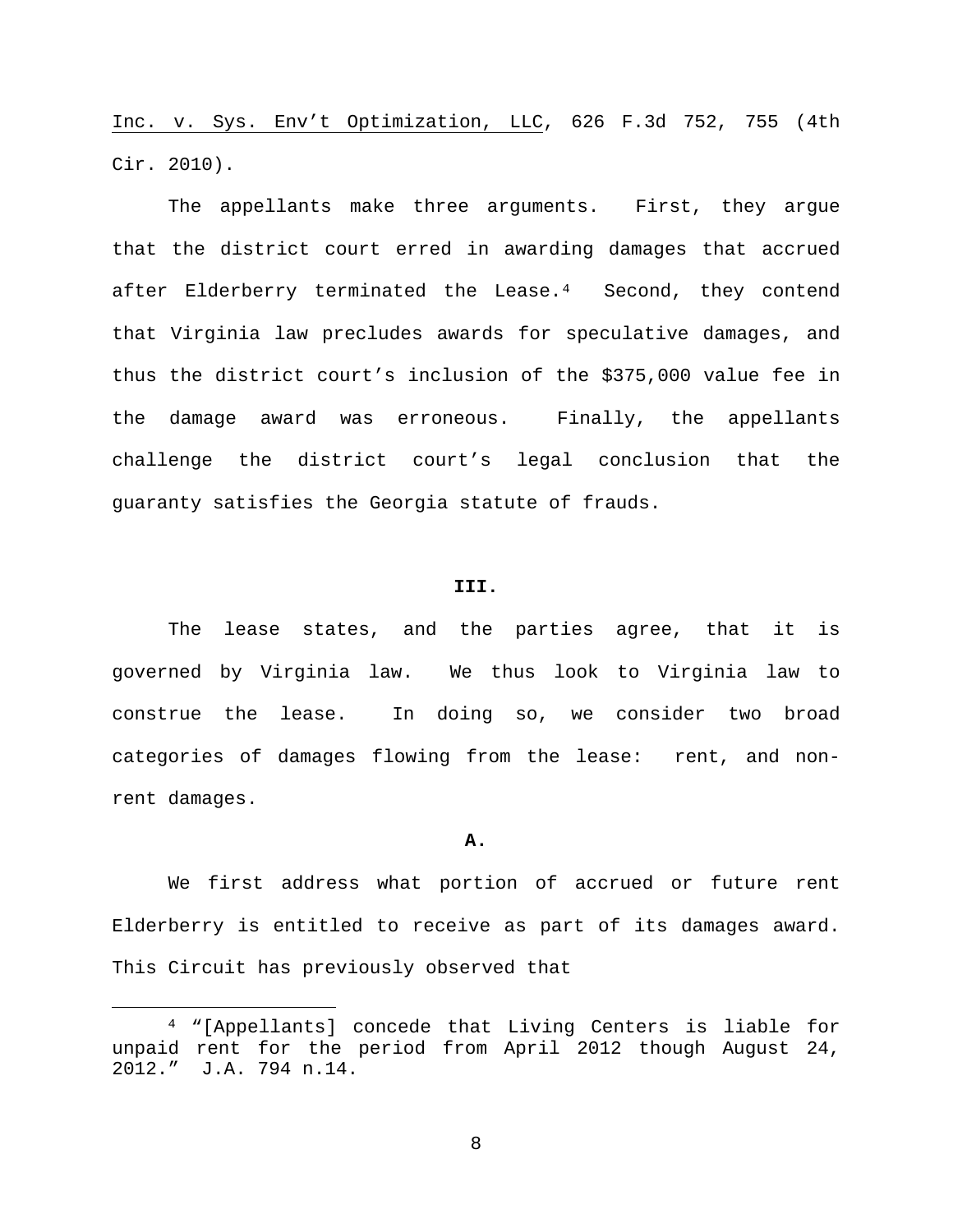Inc. v. Sys. Env't Optimization, LLC, 626 F.3d 752, 755 (4th Cir. 2010).

The appellants make three arguments. First, they argue that the district court erred in awarding damages that accrued after Elderberry terminated the Lease.[4] Second, they contend that Virginia law precludes awards for speculative damages, and thus the district court's inclusion of the $375,000 value fee in the damage award was erroneous. Finally, the appellants challenge the district court's legal conclusion that the guaranty satisfies the Georgia statute of frauds.

## III.

The lease states, and the parties agree, that it is governed by Virginia law. We thus look to Virginia law to construe the lease. In doing so, we consider two broad categories of damages flowing from the lease: rent, and non-rent damages.

### A.

We first address what portion of accrued or future rent Elderberry is entitled to receive as part of its damages award. This Circuit has previously observed that

[4] "[Appellants] concede that Living Centers is liable for unpaid rent for the period from April 2012 though August 24, 2012." J.A. 794 n.14.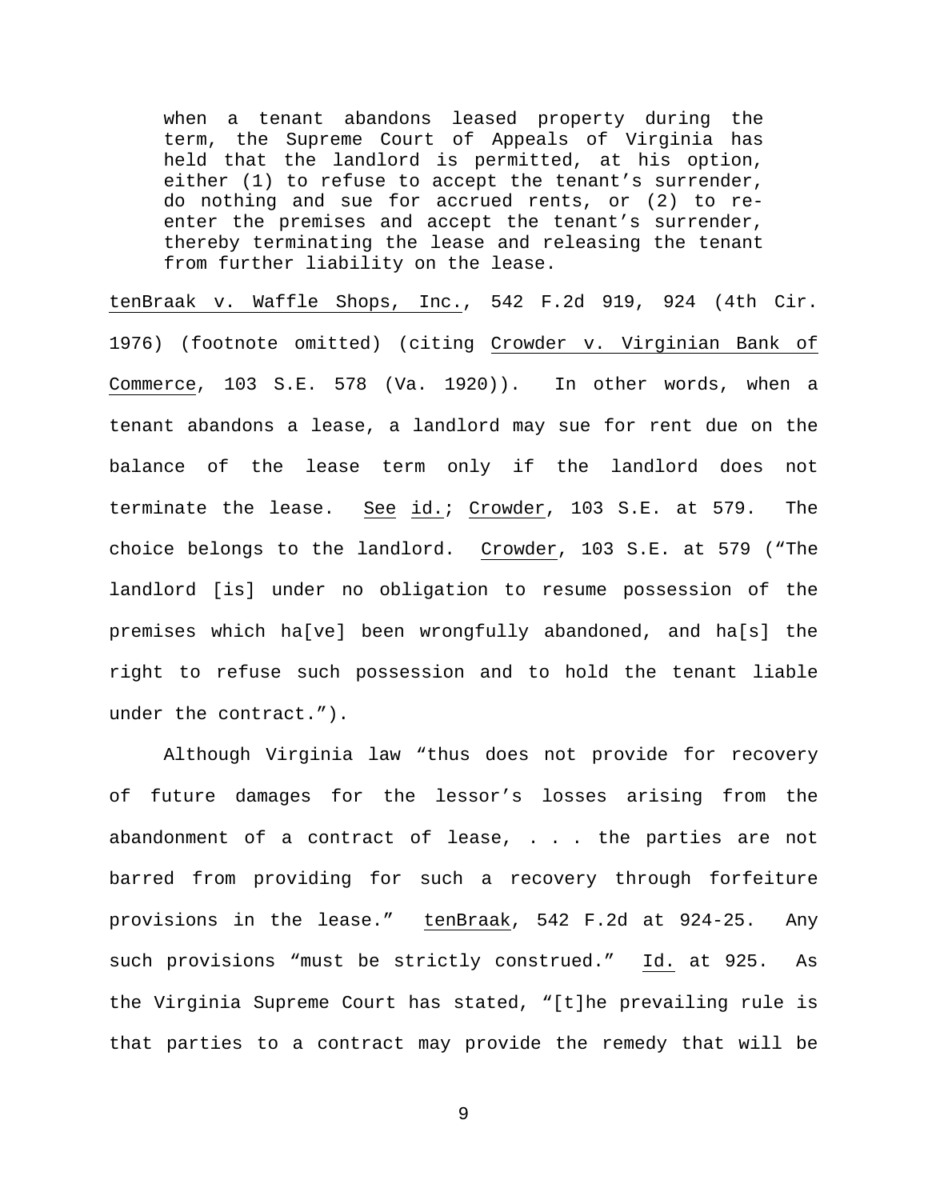> when a tenant abandons leased property during the term, the Supreme Court of Appeals of Virginia has held that the landlord is permitted, at his option, either (1) to refuse to accept the tenant's surrender, do nothing and sue for accrued rents, or (2) to re-enter the premises and accept the tenant's surrender, thereby terminating the lease and releasing the tenant from further liability on the lease.

tenBraak v. Waffle Shops, Inc., 542 F.2d 919, 924 (4th Cir. 1976) (footnote omitted) (citing Crowder v. Virginian Bank of Commerce, 103 S.E. 578 (Va. 1920)). In other words, when a tenant abandons a lease, a landlord may sue for rent due on the balance of the lease term only if the landlord does not terminate the lease. See id.; Crowder, 103 S.E. at 579. The choice belongs to the landlord. Crowder, 103 S.E. at 579 ("The landlord [is] under no obligation to resume possession of the premises which ha[ve] been wrongfully abandoned, and ha[s] the right to refuse such possession and to hold the tenant liable under the contract.").

Although Virginia law "thus does not provide for recovery of future damages for the lessor's losses arising from the abandonment of a contract of lease, . . . the parties are not barred from providing for such a recovery through forfeiture provisions in the lease." tenBraak, 542 F.2d at 924-25. Any such provisions "must be strictly construed." Id. at 925. As the Virginia Supreme Court has stated, "[t]he prevailing rule is that parties to a contract may provide the remedy that will be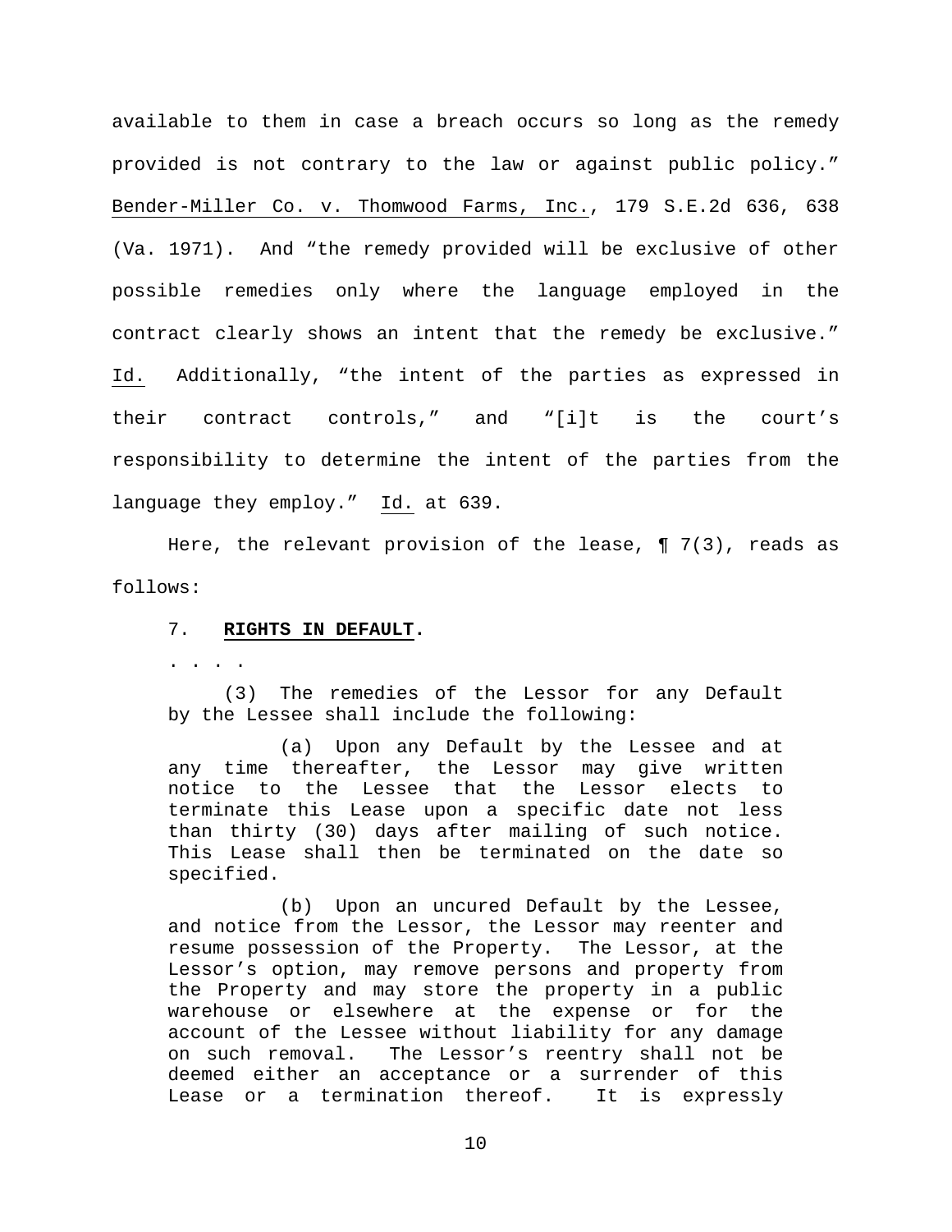available to them in case a breach occurs so long as the remedy provided is not contrary to the law or against public policy." Bender-Miller Co. v. Thomwood Farms, Inc., 179 S.E.2d 636, 638 (Va. 1971). And "the remedy provided will be exclusive of other possible remedies only where the language employed in the contract clearly shows an intent that the remedy be exclusive." Id. Additionally, "the intent of the parties as expressed in their contract controls," and "[i]t is the court's responsibility to determine the intent of the parties from the language they employ." Id. at 639.

Here, the relevant provision of the lease, ¶ 7(3), reads as follows:

> 7. **RIGHTS IN DEFAULT.**
>
> . . . .
>
> (3) The remedies of the Lessor for any Default by the Lessee shall include the following:
>
> (a) Upon any Default by the Lessee and at any time thereafter, the Lessor may give written notice to the Lessee that the Lessor elects to terminate this Lease upon a specific date not less than thirty (30) days after mailing of such notice. This Lease shall then be terminated on the date so specified.
>
> (b) Upon an uncured Default by the Lessee, and notice from the Lessor, the Lessor may reenter and resume possession of the Property. The Lessor, at the Lessor's option, may remove persons and property from the Property and may store the property in a public warehouse or elsewhere at the expense or for the account of the Lessee without liability for any damage on such removal. The Lessor's reentry shall not be deemed either an acceptance or a surrender of this Lease or a termination thereof. It is expressly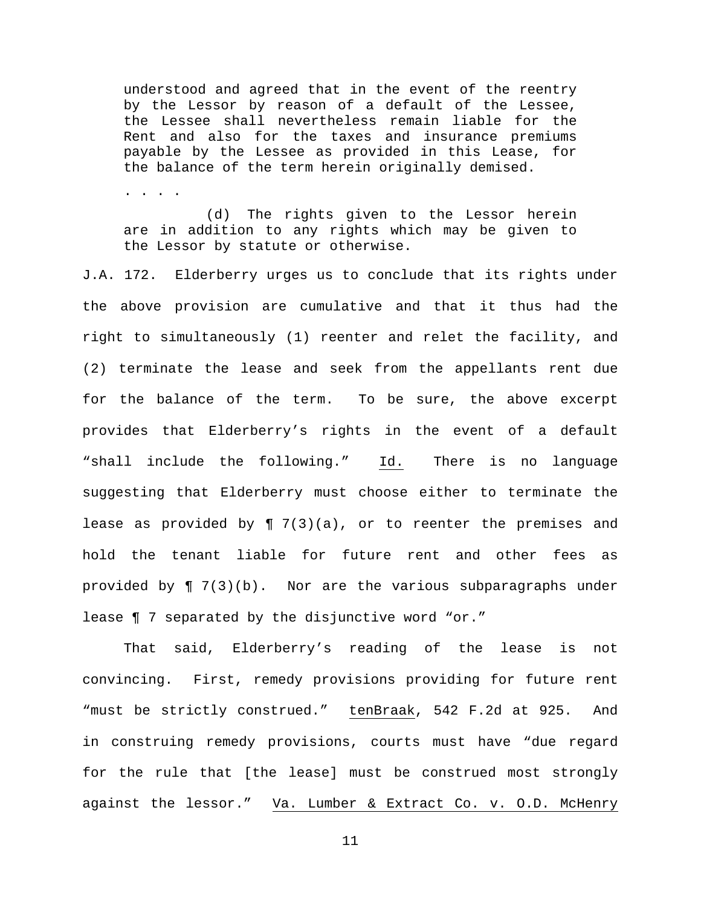> understood and agreed that in the event of the reentry by the Lessor by reason of a default of the Lessee, the Lessee shall nevertheless remain liable for the Rent and also for the taxes and insurance premiums payable by the Lessee as provided in this Lease, for the balance of the term herein originally demised.
>
> . . . .
>
> (d) The rights given to the Lessor herein are in addition to any rights which may be given to the Lessor by statute or otherwise.

J.A. 172. Elderberry urges us to conclude that its rights under the above provision are cumulative and that it thus had the right to simultaneously (1) reenter and relet the facility, and (2) terminate the lease and seek from the appellants rent due for the balance of the term. To be sure, the above excerpt provides that Elderberry's rights in the event of a default "shall include the following." Id. There is no language suggesting that Elderberry must choose either to terminate the lease as provided by ¶ 7(3)(a), or to reenter the premises and hold the tenant liable for future rent and other fees as provided by ¶ 7(3)(b). Nor are the various subparagraphs under lease ¶ 7 separated by the disjunctive word "or."

That said, Elderberry's reading of the lease is not convincing. First, remedy provisions providing for future rent "must be strictly construed." tenBraak, 542 F.2d at 925. And in construing remedy provisions, courts must have "due regard for the rule that [the lease] must be construed most strongly against the lessor." Va. Lumber & Extract Co. v. O.D. McHenry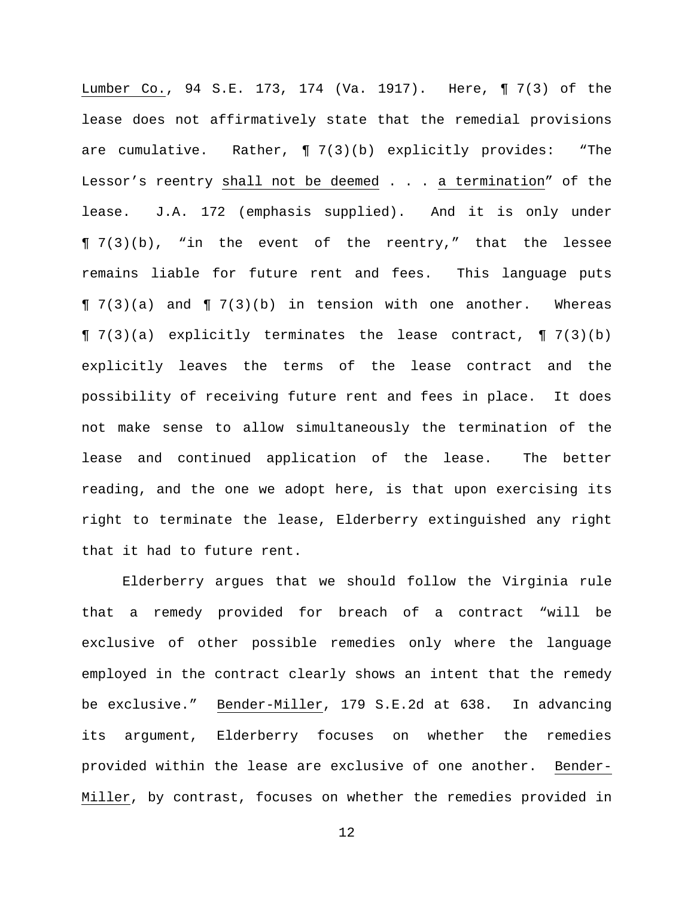Lumber Co., 94 S.E. 173, 174 (Va. 1917). Here, ¶ 7(3) of the lease does not affirmatively state that the remedial provisions are cumulative. Rather, ¶ 7(3)(b) explicitly provides: "The Lessor's reentry shall not be deemed . . . a termination" of the lease. J.A. 172 (emphasis supplied). And it is only under ¶ 7(3)(b), "in the event of the reentry," that the lessee remains liable for future rent and fees. This language puts ¶ 7(3)(a) and ¶ 7(3)(b) in tension with one another. Whereas ¶ 7(3)(a) explicitly terminates the lease contract, ¶ 7(3)(b) explicitly leaves the terms of the lease contract and the possibility of receiving future rent and fees in place. It does not make sense to allow simultaneously the termination of the lease and continued application of the lease. The better reading, and the one we adopt here, is that upon exercising its right to terminate the lease, Elderberry extinguished any right that it had to future rent.

Elderberry argues that we should follow the Virginia rule that a remedy provided for breach of a contract "will be exclusive of other possible remedies only where the language employed in the contract clearly shows an intent that the remedy be exclusive." Bender-Miller, 179 S.E.2d at 638. In advancing its argument, Elderberry focuses on whether the remedies provided within the lease are exclusive of one another. Bender-Miller, by contrast, focuses on whether the remedies provided in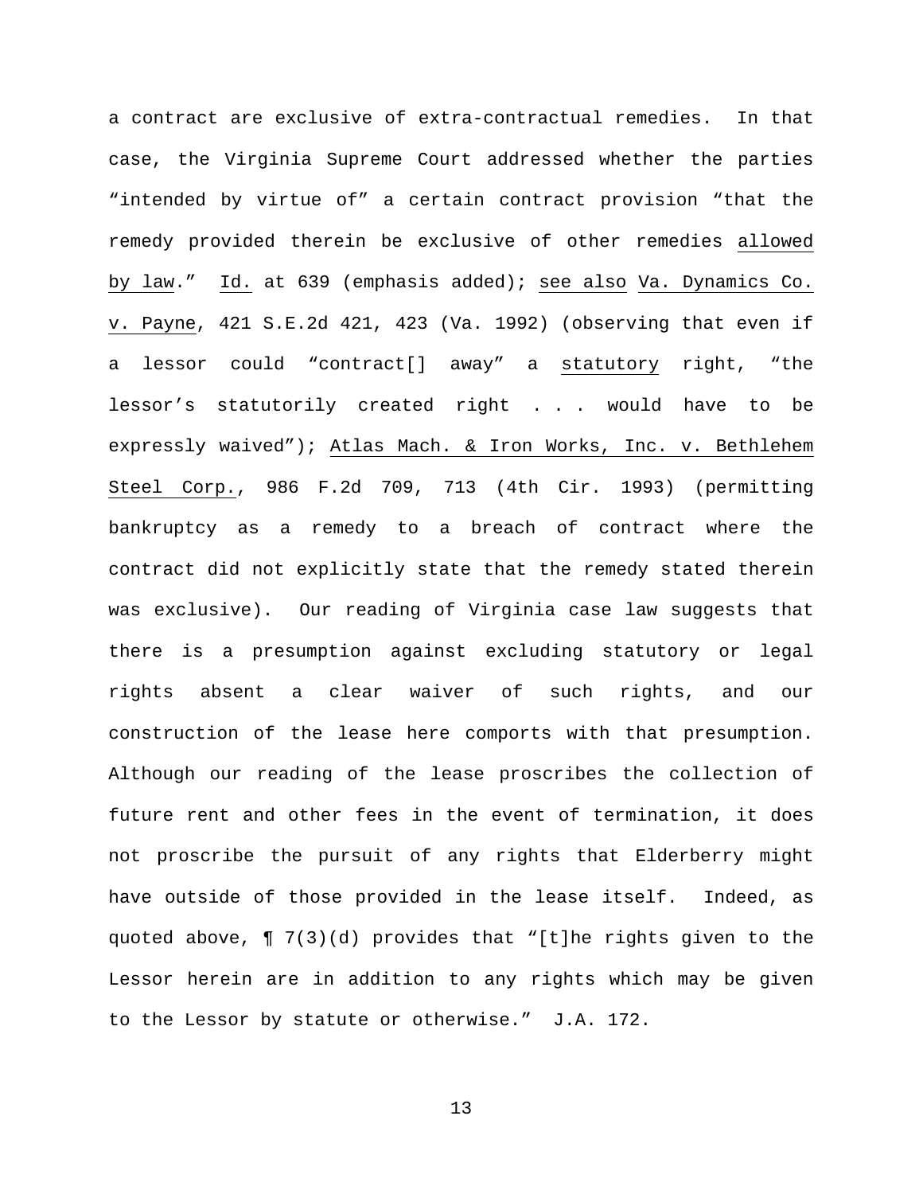a contract are exclusive of extra-contractual remedies. In that case, the Virginia Supreme Court addressed whether the parties "intended by virtue of" a certain contract provision "that the remedy provided therein be exclusive of other remedies allowed by law." Id. at 639 (emphasis added); see also Va. Dynamics Co. v. Payne, 421 S.E.2d 421, 423 (Va. 1992) (observing that even if a lessor could "contract[] away" a statutory right, "the lessor's statutorily created right . . . would have to be expressly waived"); Atlas Mach. & Iron Works, Inc. v. Bethlehem Steel Corp., 986 F.2d 709, 713 (4th Cir. 1993) (permitting bankruptcy as a remedy to a breach of contract where the contract did not explicitly state that the remedy stated therein was exclusive). Our reading of Virginia case law suggests that there is a presumption against excluding statutory or legal rights absent a clear waiver of such rights, and our construction of the lease here comports with that presumption. Although our reading of the lease proscribes the collection of future rent and other fees in the event of termination, it does not proscribe the pursuit of any rights that Elderberry might have outside of those provided in the lease itself. Indeed, as quoted above, ¶ 7(3)(d) provides that "[t]he rights given to the Lessor herein are in addition to any rights which may be given to the Lessor by statute or otherwise." J.A. 172.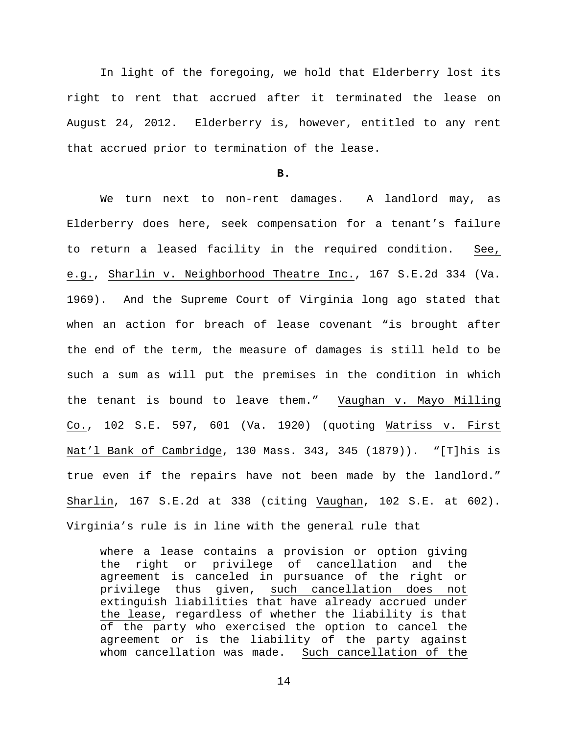In light of the foregoing, we hold that Elderberry lost its right to rent that accrued after it terminated the lease on August 24, 2012. Elderberry is, however, entitled to any rent that accrued prior to termination of the lease.

**B.**

We turn next to non-rent damages. A landlord may, as Elderberry does here, seek compensation for a tenant's failure to return a leased facility in the required condition. See, e.g., Sharlin v. Neighborhood Theatre Inc., 167 S.E.2d 334 (Va. 1969). And the Supreme Court of Virginia long ago stated that when an action for breach of lease covenant "is brought after the end of the term, the measure of damages is still held to be such a sum as will put the premises in the condition in which the tenant is bound to leave them." Vaughan v. Mayo Milling Co., 102 S.E. 597, 601 (Va. 1920) (quoting Watriss v. First Nat'l Bank of Cambridge, 130 Mass. 343, 345 (1879)). "[T]his is true even if the repairs have not been made by the landlord." Sharlin, 167 S.E.2d at 338 (citing Vaughan, 102 S.E. at 602). Virginia's rule is in line with the general rule that

> where a lease contains a provision or option giving the right or privilege of cancellation and the agreement is canceled in pursuance of the right or privilege thus given, <u>such cancellation does not extinguish liabilities that have already accrued under the lease</u>, regardless of whether the liability is that of the party who exercised the option to cancel the agreement or is the liability of the party against whom cancellation was made. <u>Such cancellation of the</u>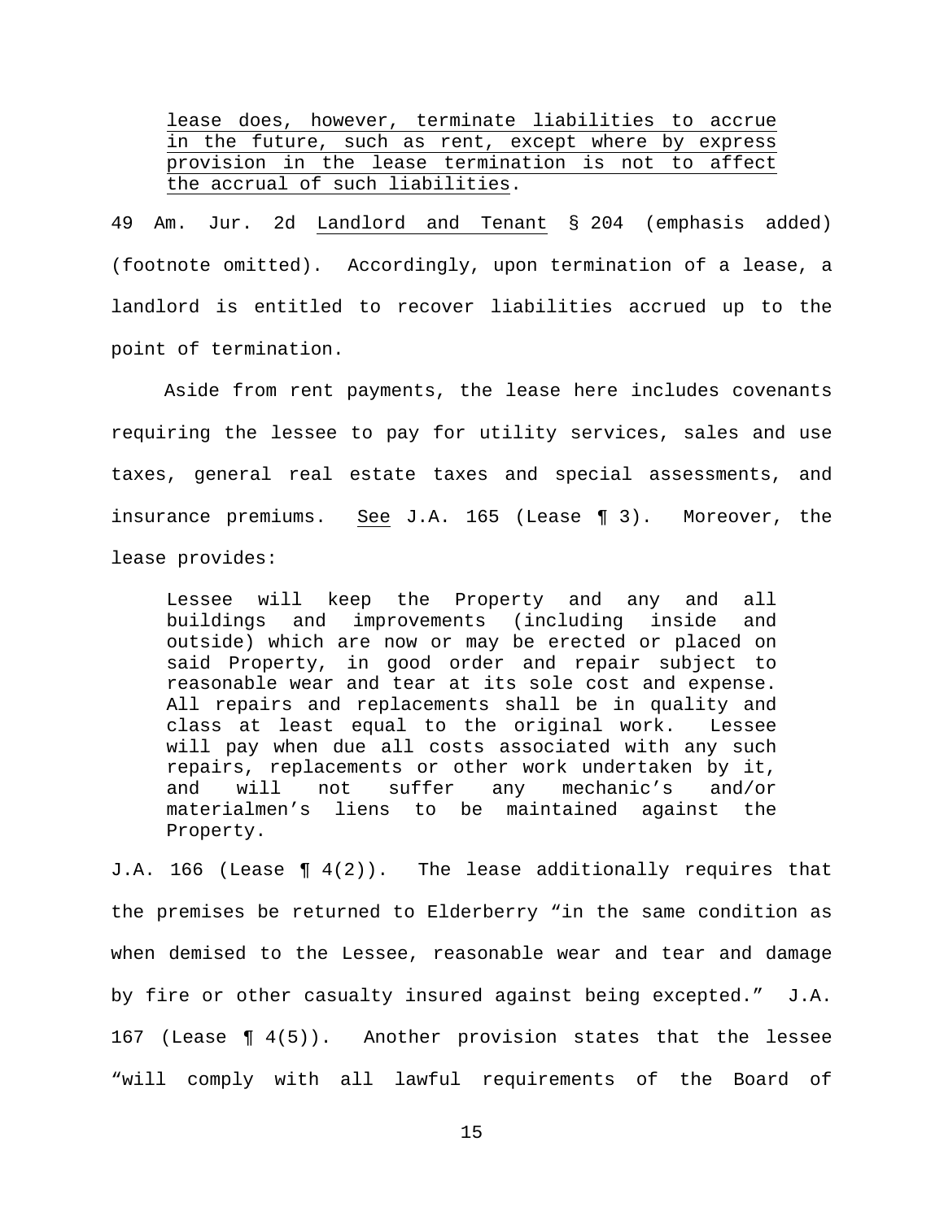> lease does, however, terminate liabilities to accrue in the future, such as rent, except where by express provision in the lease termination is not to affect the accrual of such liabilities.

49 Am. Jur. 2d Landlord and Tenant § 204 (emphasis added) (footnote omitted). Accordingly, upon termination of a lease, a landlord is entitled to recover liabilities accrued up to the point of termination.

Aside from rent payments, the lease here includes covenants requiring the lessee to pay for utility services, sales and use taxes, general real estate taxes and special assessments, and insurance premiums. See J.A. 165 (Lease ¶ 3). Moreover, the lease provides:

> Lessee will keep the Property and any and all buildings and improvements (including inside and outside) which are now or may be erected or placed on said Property, in good order and repair subject to reasonable wear and tear at its sole cost and expense. All repairs and replacements shall be in quality and class at least equal to the original work. Lessee will pay when due all costs associated with any such repairs, replacements or other work undertaken by it, and will not suffer any mechanic's and/or materialmen's liens to be maintained against the Property.

J.A. 166 (Lease ¶ 4(2)). The lease additionally requires that the premises be returned to Elderberry "in the same condition as when demised to the Lessee, reasonable wear and tear and damage by fire or other casualty insured against being excepted." J.A. 167 (Lease ¶ 4(5)). Another provision states that the lessee "will comply with all lawful requirements of the Board of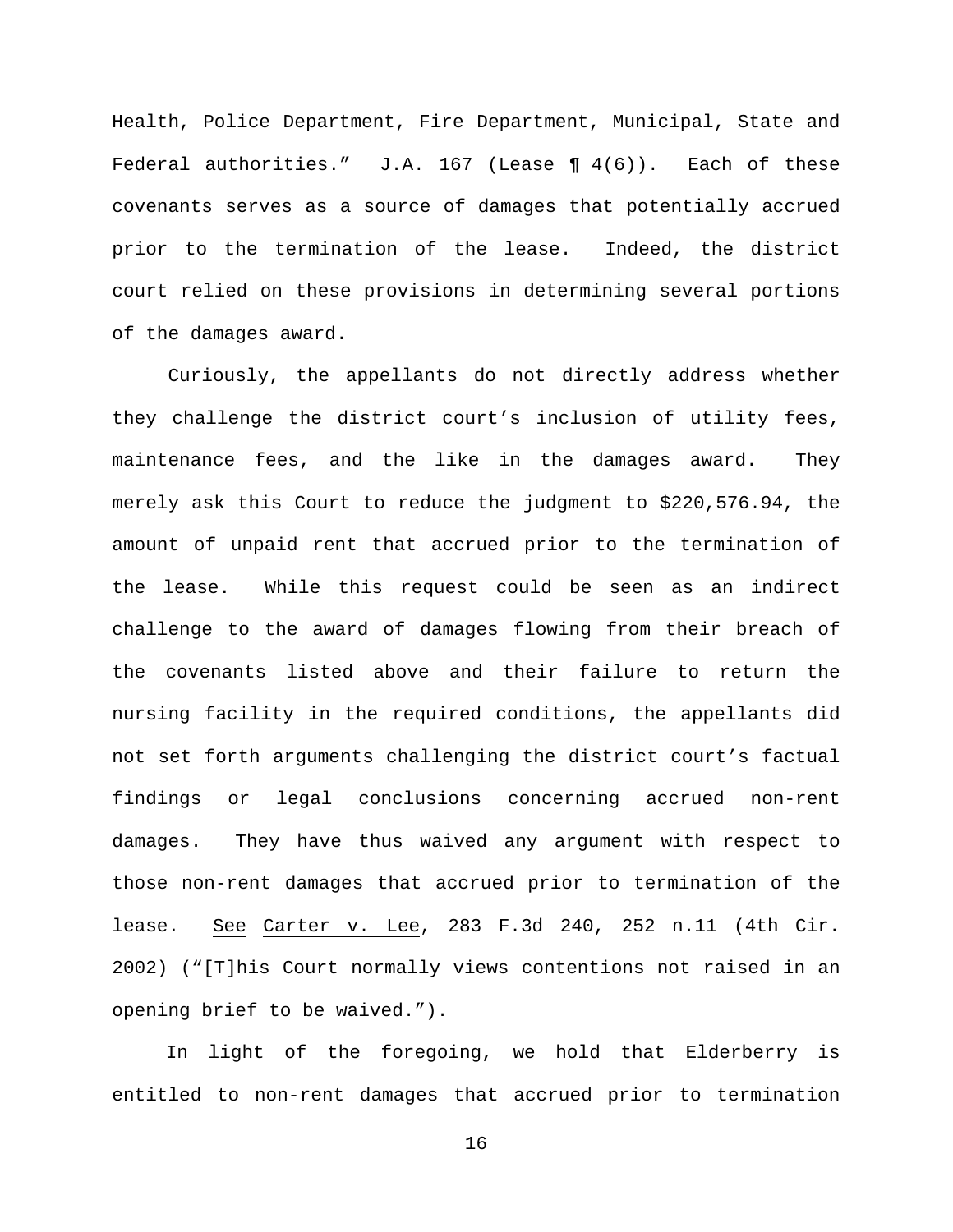Health, Police Department, Fire Department, Municipal, State and Federal authorities." J.A. 167 (Lease ¶ 4(6)). Each of these covenants serves as a source of damages that potentially accrued prior to the termination of the lease. Indeed, the district court relied on these provisions in determining several portions of the damages award.

Curiously, the appellants do not directly address whether they challenge the district court's inclusion of utility fees, maintenance fees, and the like in the damages award. They merely ask this Court to reduce the judgment to $220,576.94, the amount of unpaid rent that accrued prior to the termination of the lease. While this request could be seen as an indirect challenge to the award of damages flowing from their breach of the covenants listed above and their failure to return the nursing facility in the required conditions, the appellants did not set forth arguments challenging the district court's factual findings or legal conclusions concerning accrued non-rent damages. They have thus waived any argument with respect to those non-rent damages that accrued prior to termination of the lease. See Carter v. Lee, 283 F.3d 240, 252 n.11 (4th Cir. 2002) ("[T]his Court normally views contentions not raised in an opening brief to be waived.").

In light of the foregoing, we hold that Elderberry is entitled to non-rent damages that accrued prior to termination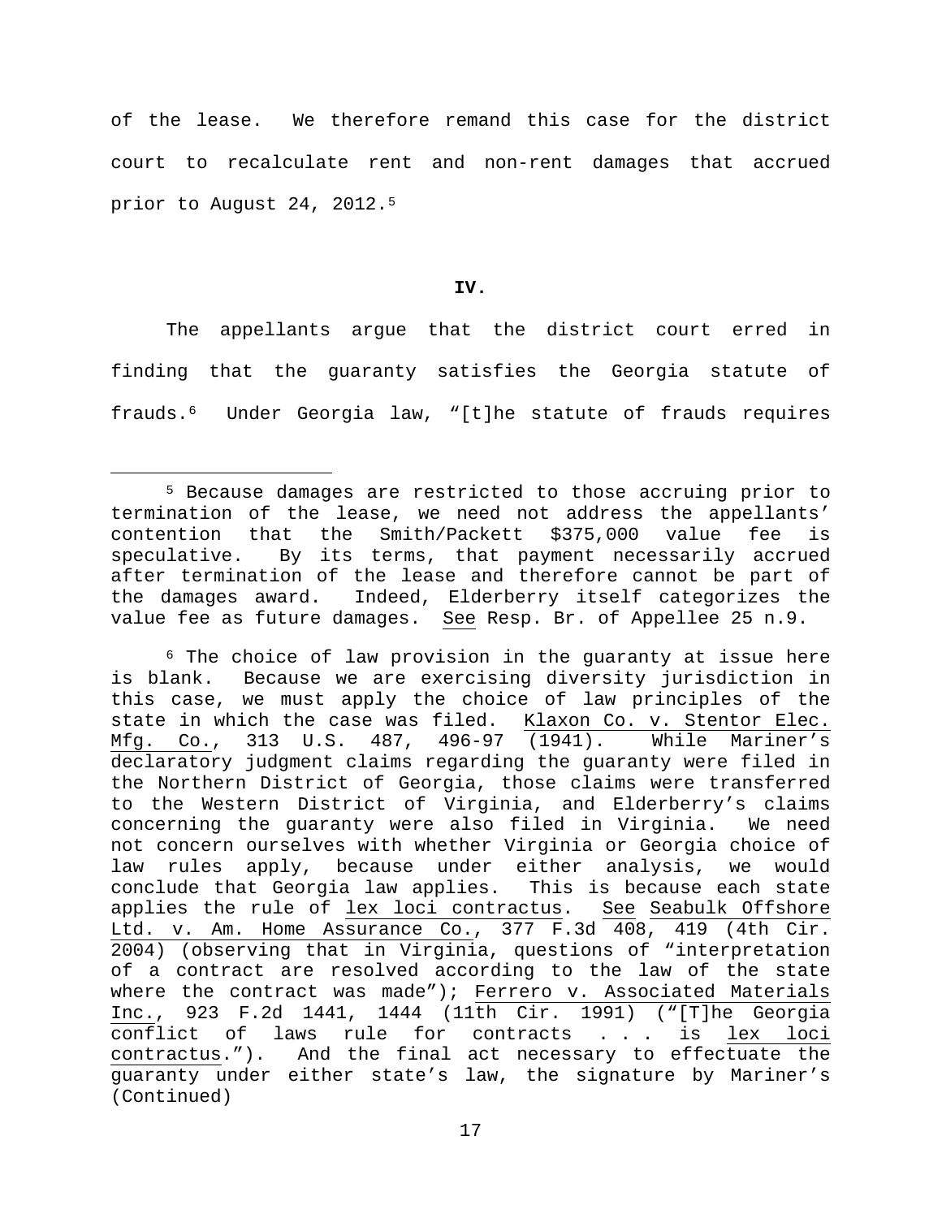of the lease. We therefore remand this case for the district court to recalculate rent and non-rent damages that accrued prior to August 24, 2012.[5]

## IV.

The appellants argue that the district court erred in finding that the guaranty satisfies the Georgia statute of frauds.[6] Under Georgia law, "[t]he statute of frauds requires

---

[5] Because damages are restricted to those accruing prior to termination of the lease, we need not address the appellants' contention that the Smith/Packett $375,000 value fee is speculative. By its terms, that payment necessarily accrued after termination of the lease and therefore cannot be part of the damages award. Indeed, Elderberry itself categorizes the value fee as future damages. See Resp. Br. of Appellee 25 n.9.

[6] The choice of law provision in the guaranty at issue here is blank. Because we are exercising diversity jurisdiction in this case, we must apply the choice of law principles of the state in which the case was filed. Klaxon Co. v. Stentor Elec. Mfg. Co., 313 U.S. 487, 496-97 (1941). While Mariner's declaratory judgment claims regarding the guaranty were filed in the Northern District of Georgia, those claims were transferred to the Western District of Virginia, and Elderberry's claims concerning the guaranty were also filed in Virginia. We need not concern ourselves with whether Virginia or Georgia choice of law rules apply, because under either analysis, we would conclude that Georgia law applies. This is because each state applies the rule of lex loci contractus. See Seabulk Offshore Ltd. v. Am. Home Assurance Co., 377 F.3d 408, 419 (4th Cir. 2004) (observing that in Virginia, questions of "interpretation of a contract are resolved according to the law of the state where the contract was made"); Ferrero v. Associated Materials Inc., 923 F.2d 1441, 1444 (11th Cir. 1991) ("[T]he Georgia conflict of laws rule for contracts . . . is lex loci contractus."). And the final act necessary to effectuate the guaranty under either state's law, the signature by Mariner's (Continued)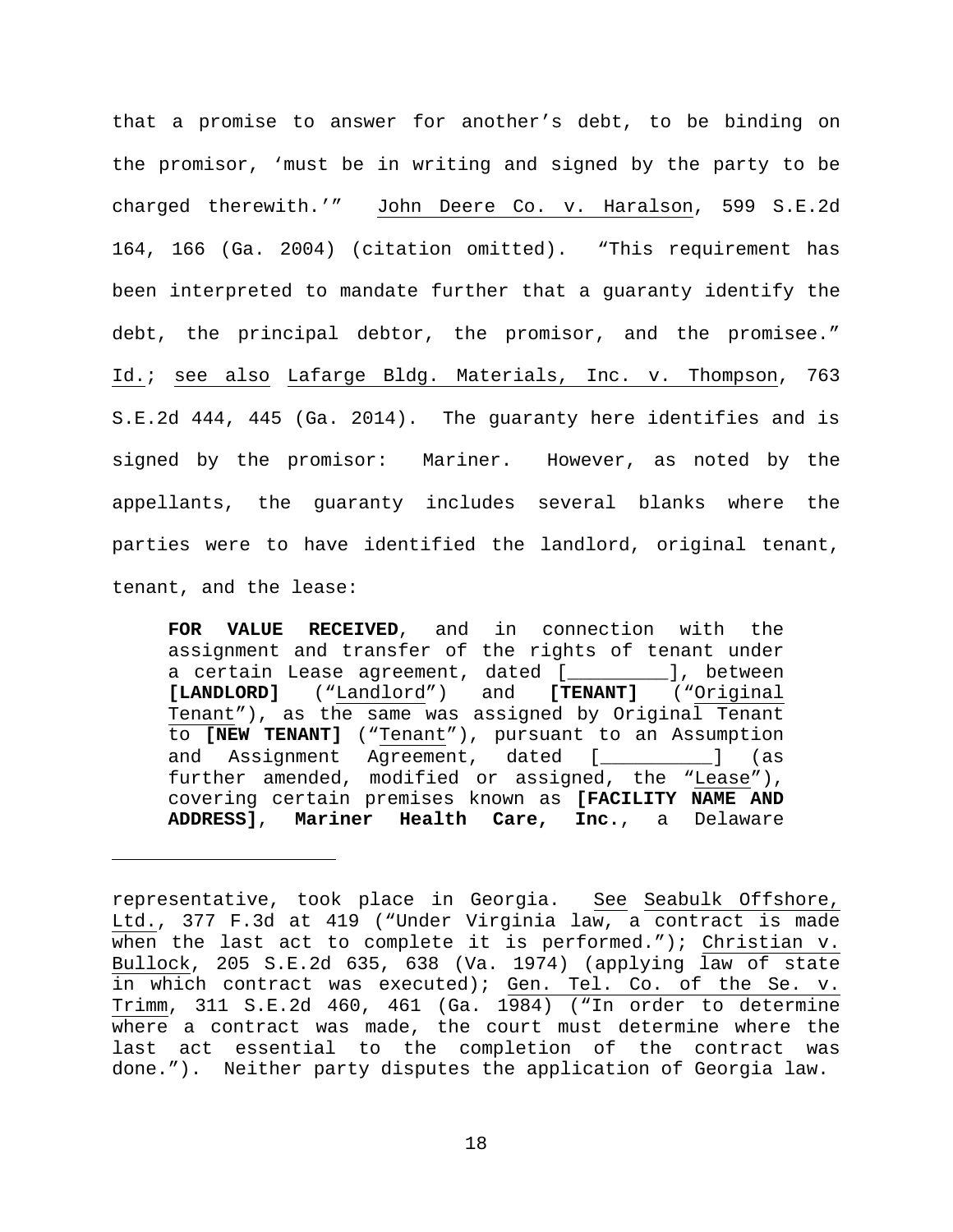that a promise to answer for another's debt, to be binding on the promisor, 'must be in writing and signed by the party to be charged therewith.'" John Deere Co. v. Haralson, 599 S.E.2d 164, 166 (Ga. 2004) (citation omitted). "This requirement has been interpreted to mandate further that a guaranty identify the debt, the principal debtor, the promisor, and the promisee." Id.; see also Lafarge Bldg. Materials, Inc. v. Thompson, 763 S.E.2d 444, 445 (Ga. 2014). The guaranty here identifies and is signed by the promisor: Mariner. However, as noted by the appellants, the guaranty includes several blanks where the parties were to have identified the landlord, original tenant, tenant, and the lease:

> **FOR VALUE RECEIVED**, and in connection with the assignment and transfer of the rights of tenant under a certain Lease agreement, dated [_________], between **[LANDLORD]** ("Landlord") and **[TENANT]** ("Original Tenant"), as the same was assigned by Original Tenant to **[NEW TENANT]** ("Tenant"), pursuant to an Assumption and Assignment Agreement, dated [__________] (as further amended, modified or assigned, the "Lease"), covering certain premises known as **[FACILITY NAME AND ADDRESS]**, **Mariner Health Care, Inc.**, a Delaware

---

representative, took place in Georgia. See Seabulk Offshore, Ltd., 377 F.3d at 419 ("Under Virginia law, a contract is made when the last act to complete it is performed."); Christian v. Bullock, 205 S.E.2d 635, 638 (Va. 1974) (applying law of state in which contract was executed); Gen. Tel. Co. of the Se. v. Trimm, 311 S.E.2d 460, 461 (Ga. 1984) ("In order to determine where a contract was made, the court must determine where the last act essential to the completion of the contract was done."). Neither party disputes the application of Georgia law.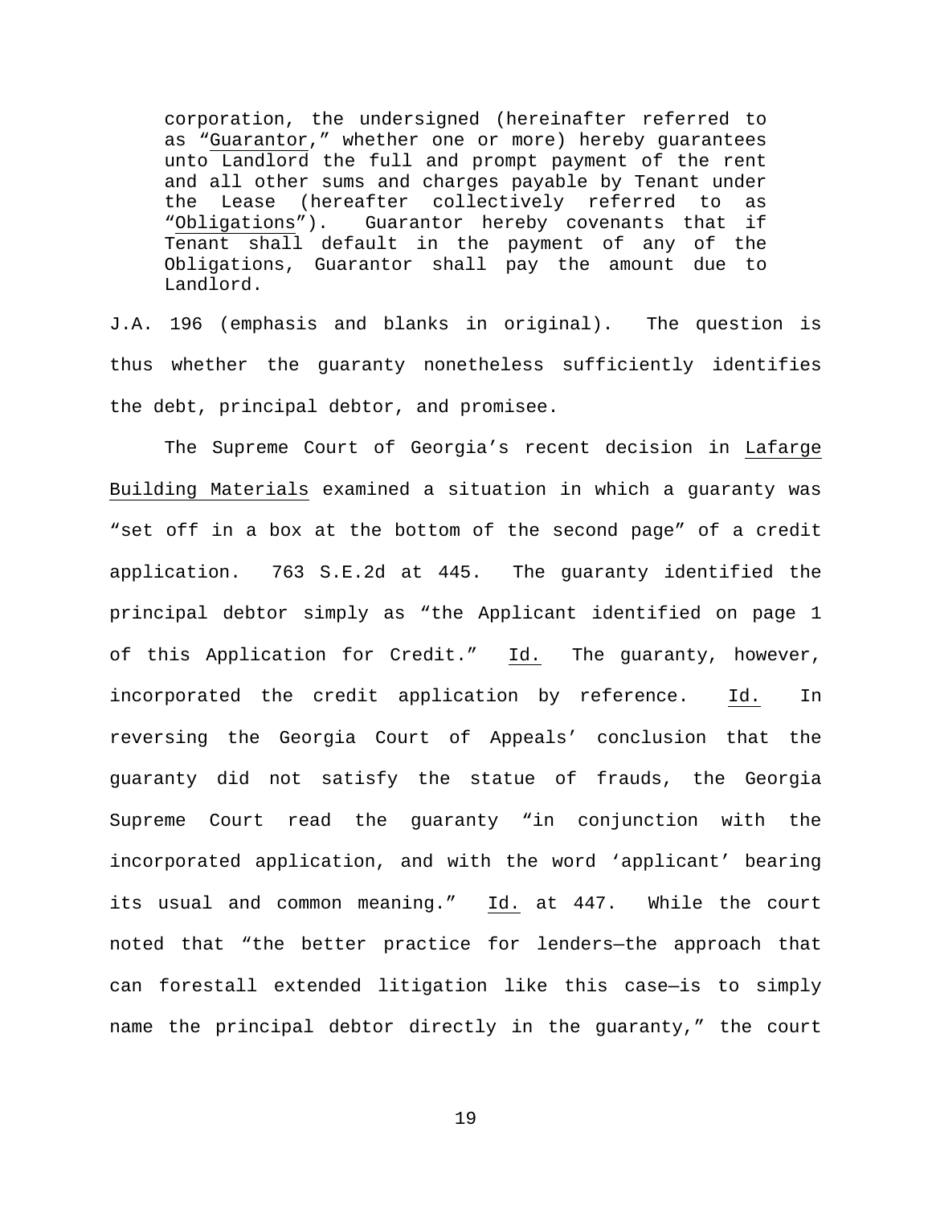> corporation, the undersigned (hereinafter referred to as "Guarantor," whether one or more) hereby guarantees unto Landlord the full and prompt payment of the rent and all other sums and charges payable by Tenant under the Lease (hereafter collectively referred to as "Obligations"). Guarantor hereby covenants that if Tenant shall default in the payment of any of the Obligations, Guarantor shall pay the amount due to Landlord.

J.A. 196 (emphasis and blanks in original). The question is thus whether the guaranty nonetheless sufficiently identifies the debt, principal debtor, and promisee.

The Supreme Court of Georgia's recent decision in Lafarge Building Materials examined a situation in which a guaranty was "set off in a box at the bottom of the second page" of a credit application. 763 S.E.2d at 445. The guaranty identified the principal debtor simply as "the Applicant identified on page 1 of this Application for Credit." Id. The guaranty, however, incorporated the credit application by reference. Id. In reversing the Georgia Court of Appeals' conclusion that the guaranty did not satisfy the statue of frauds, the Georgia Supreme Court read the guaranty "in conjunction with the incorporated application, and with the word 'applicant' bearing its usual and common meaning." Id. at 447. While the court noted that "the better practice for lenders—the approach that can forestall extended litigation like this case—is to simply name the principal debtor directly in the guaranty," the court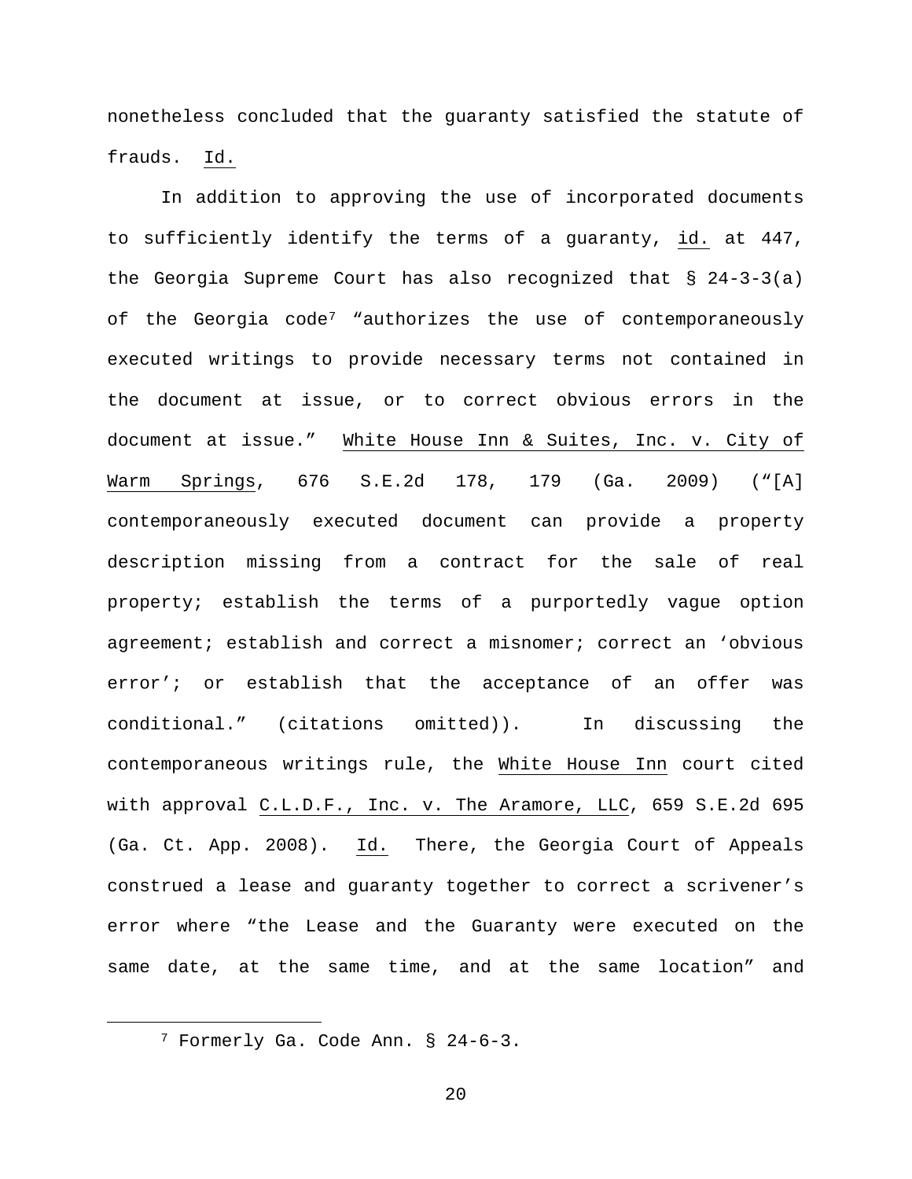nonetheless concluded that the guaranty satisfied the statute of frauds. Id.

In addition to approving the use of incorporated documents to sufficiently identify the terms of a guaranty, id. at 447, the Georgia Supreme Court has also recognized that § 24-3-3(a) of the Georgia code[7] "authorizes the use of contemporaneously executed writings to provide necessary terms not contained in the document at issue, or to correct obvious errors in the document at issue." White House Inn & Suites, Inc. v. City of Warm Springs, 676 S.E.2d 178, 179 (Ga. 2009) ("[A] contemporaneously executed document can provide a property description missing from a contract for the sale of real property; establish the terms of a purportedly vague option agreement; establish and correct a misnomer; correct an 'obvious error'; or establish that the acceptance of an offer was conditional." (citations omitted)). In discussing the contemporaneous writings rule, the White House Inn court cited with approval C.L.D.F., Inc. v. The Aramore, LLC, 659 S.E.2d 695 (Ga. Ct. App. 2008). Id. There, the Georgia Court of Appeals construed a lease and guaranty together to correct a scrivener's error where "the Lease and the Guaranty were executed on the same date, at the same time, and at the same location" and

---

[7] Formerly Ga. Code Ann. § 24-6-3.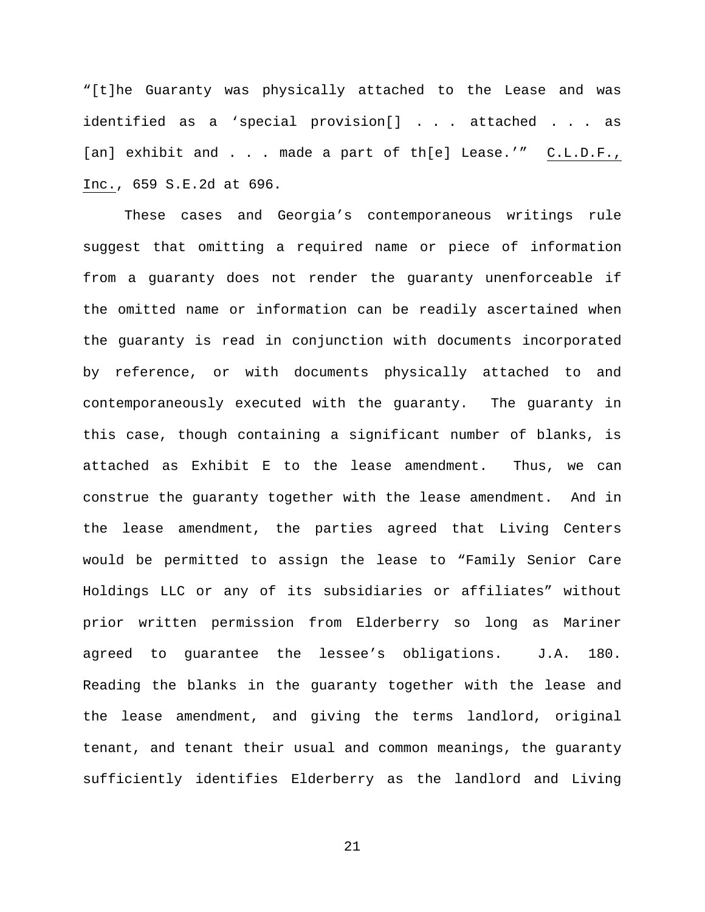"[t]he Guaranty was physically attached to the Lease and was identified as a 'special provision[] . . . attached . . . as [an] exhibit and . . . made a part of th[e] Lease.'" C.L.D.F., Inc., 659 S.E.2d at 696.

These cases and Georgia's contemporaneous writings rule suggest that omitting a required name or piece of information from a guaranty does not render the guaranty unenforceable if the omitted name or information can be readily ascertained when the guaranty is read in conjunction with documents incorporated by reference, or with documents physically attached to and contemporaneously executed with the guaranty. The guaranty in this case, though containing a significant number of blanks, is attached as Exhibit E to the lease amendment. Thus, we can construe the guaranty together with the lease amendment. And in the lease amendment, the parties agreed that Living Centers would be permitted to assign the lease to "Family Senior Care Holdings LLC or any of its subsidiaries or affiliates" without prior written permission from Elderberry so long as Mariner agreed to guarantee the lessee's obligations. J.A. 180. Reading the blanks in the guaranty together with the lease and the lease amendment, and giving the terms landlord, original tenant, and tenant their usual and common meanings, the guaranty sufficiently identifies Elderberry as the landlord and Living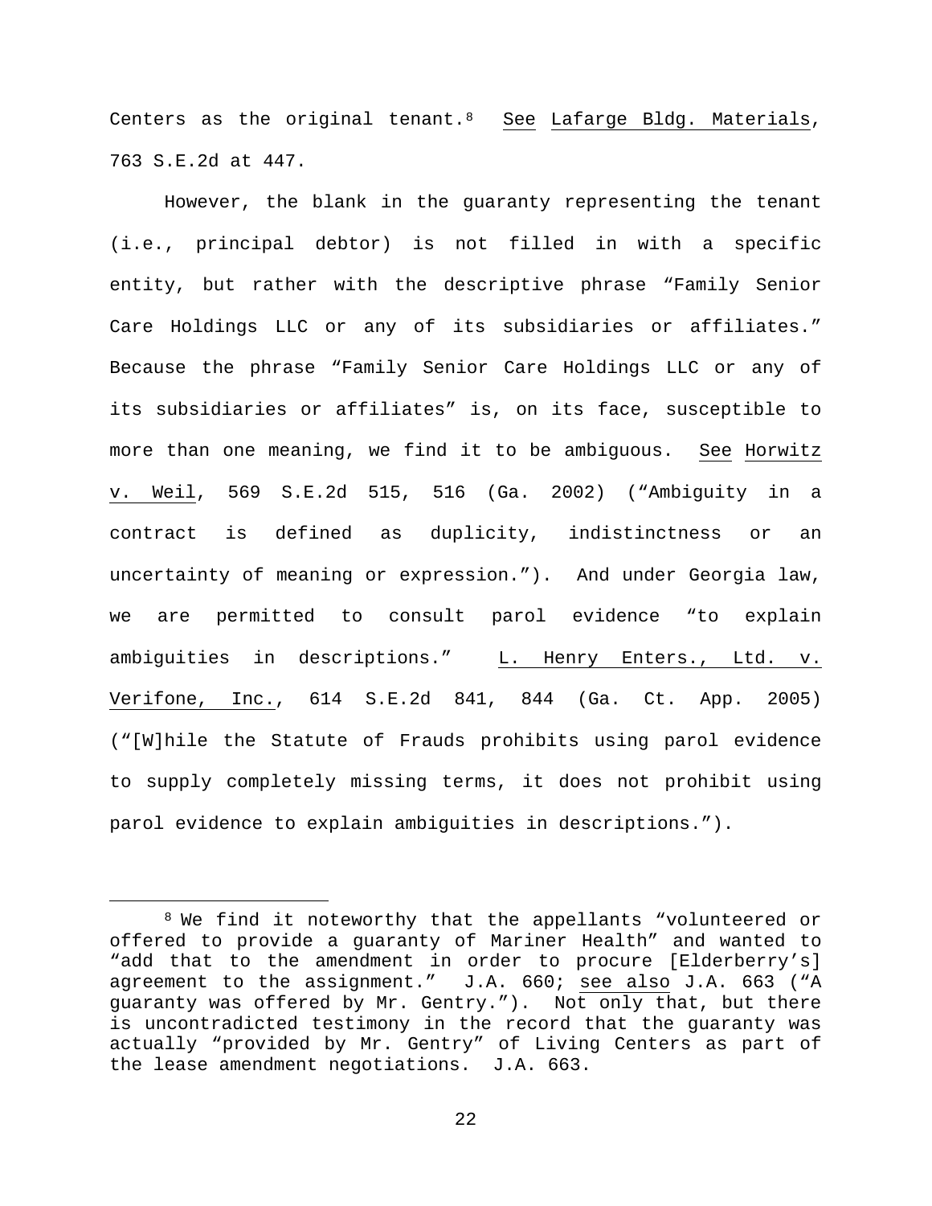Centers as the original tenant.[8] See Lafarge Bldg. Materials, 763 S.E.2d at 447.

However, the blank in the guaranty representing the tenant (i.e., principal debtor) is not filled in with a specific entity, but rather with the descriptive phrase "Family Senior Care Holdings LLC or any of its subsidiaries or affiliates." Because the phrase "Family Senior Care Holdings LLC or any of its subsidiaries or affiliates" is, on its face, susceptible to more than one meaning, we find it to be ambiguous. See Horwitz v. Weil, 569 S.E.2d 515, 516 (Ga. 2002) ("Ambiguity in a contract is defined as duplicity, indistinctness or an uncertainty of meaning or expression."). And under Georgia law, we are permitted to consult parol evidence "to explain ambiguities in descriptions." L. Henry Enters., Ltd. v. Verifone, Inc., 614 S.E.2d 841, 844 (Ga. Ct. App. 2005) ("[W]hile the Statute of Frauds prohibits using parol evidence to supply completely missing terms, it does not prohibit using parol evidence to explain ambiguities in descriptions.").

---

[8] We find it noteworthy that the appellants "volunteered or offered to provide a guaranty of Mariner Health" and wanted to "add that to the amendment in order to procure [Elderberry's] agreement to the assignment." J.A. 660; see also J.A. 663 ("A guaranty was offered by Mr. Gentry."). Not only that, but there is uncontradicted testimony in the record that the guaranty was actually "provided by Mr. Gentry" of Living Centers as part of the lease amendment negotiations. J.A. 663.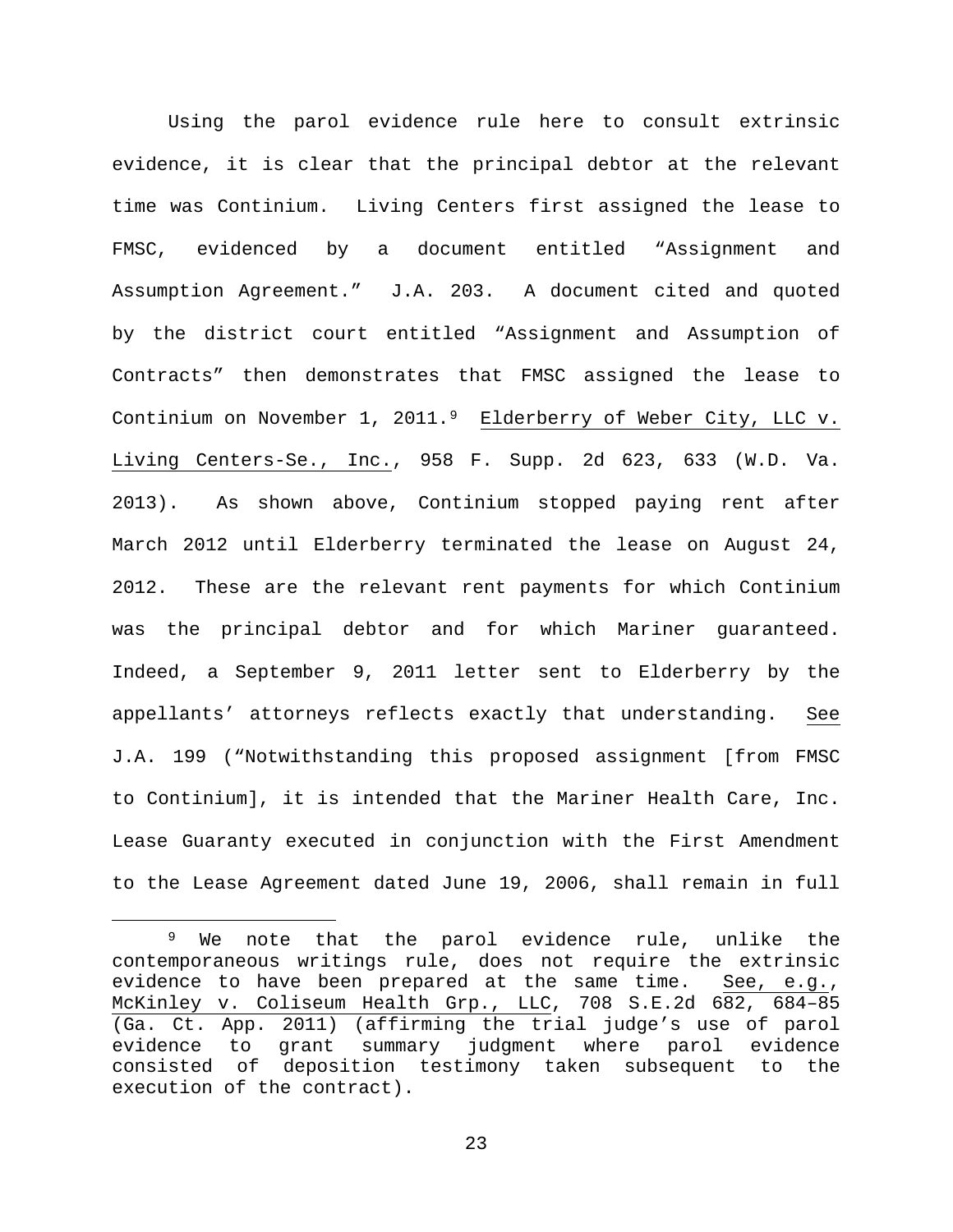Using the parol evidence rule here to consult extrinsic evidence, it is clear that the principal debtor at the relevant time was Continium. Living Centers first assigned the lease to FMSC, evidenced by a document entitled "Assignment and Assumption Agreement." J.A. 203. A document cited and quoted by the district court entitled "Assignment and Assumption of Contracts" then demonstrates that FMSC assigned the lease to Continium on November 1, 2011.[9] Elderberry of Weber City, LLC v. Living Centers-Se., Inc., 958 F. Supp. 2d 623, 633 (W.D. Va. 2013). As shown above, Continium stopped paying rent after March 2012 until Elderberry terminated the lease on August 24, 2012. These are the relevant rent payments for which Continium was the principal debtor and for which Mariner guaranteed. Indeed, a September 9, 2011 letter sent to Elderberry by the appellants' attorneys reflects exactly that understanding. See J.A. 199 ("Notwithstanding this proposed assignment [from FMSC to Continium], it is intended that the Mariner Health Care, Inc. Lease Guaranty executed in conjunction with the First Amendment to the Lease Agreement dated June 19, 2006, shall remain in full

---

[9] We note that the parol evidence rule, unlike the contemporaneous writings rule, does not require the extrinsic evidence to have been prepared at the same time. See, e.g., McKinley v. Coliseum Health Grp., LLC, 708 S.E.2d 682, 684–85 (Ga. Ct. App. 2011) (affirming the trial judge's use of parol evidence to grant summary judgment where parol evidence consisted of deposition testimony taken subsequent to the execution of the contract).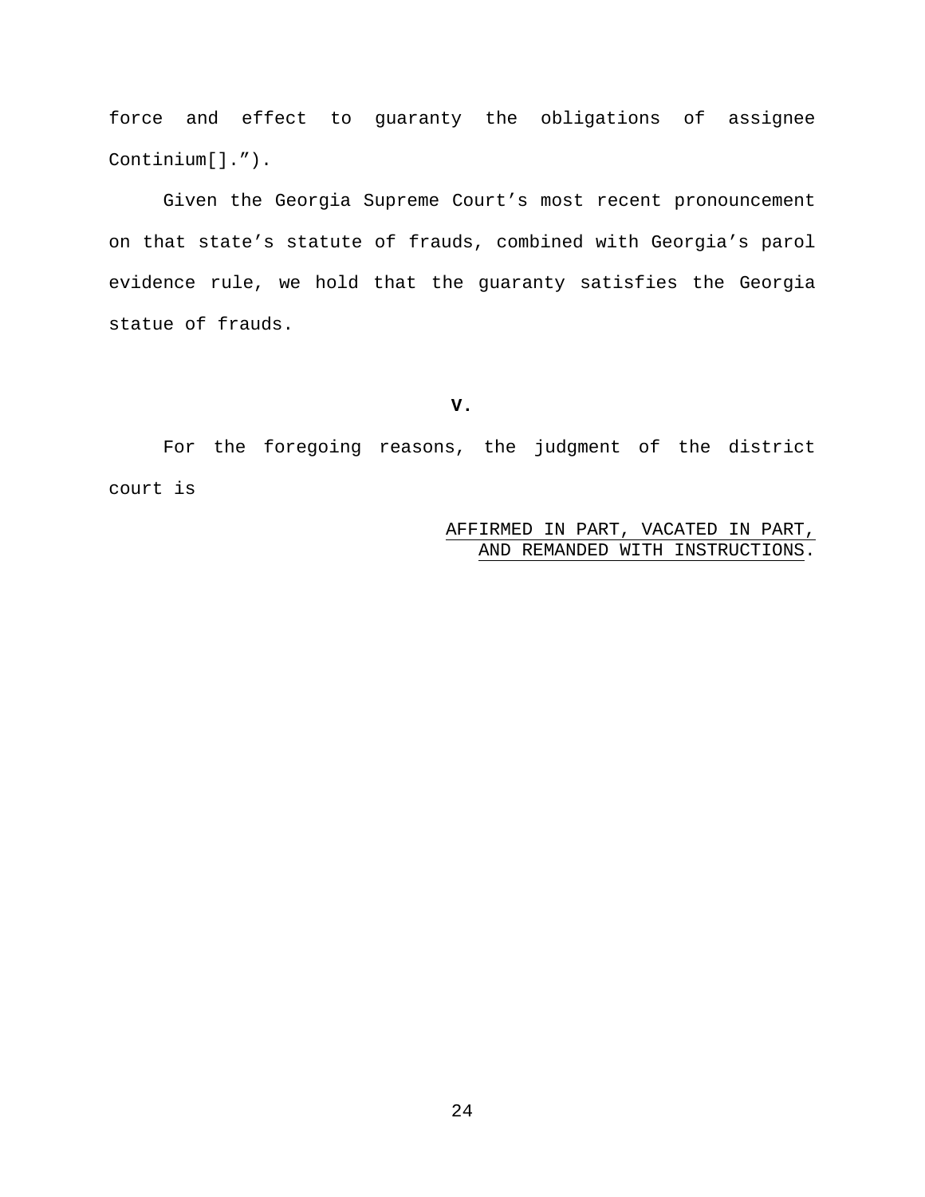force and effect to guaranty the obligations of assignee Continium[].”).

Given the Georgia Supreme Court’s most recent pronouncement on that state’s statute of frauds, combined with Georgia’s parol evidence rule, we hold that the guaranty satisfies the Georgia statue of frauds.

## V.

For the foregoing reasons, the judgment of the district court is

AFFIRMED IN PART, VACATED IN PART, AND REMANDED WITH INSTRUCTIONS.